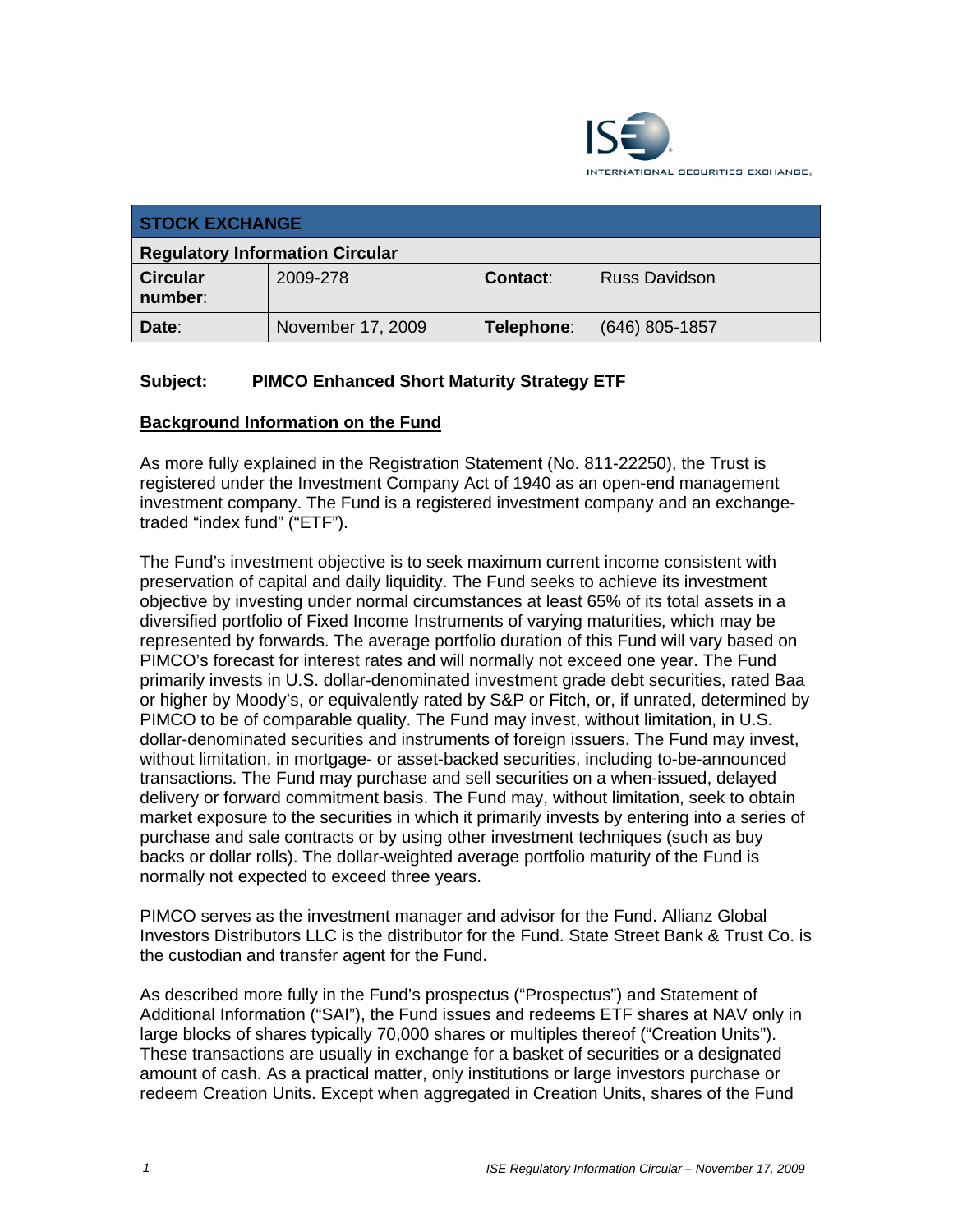| STOCK EXCHANGE | | | |
|---|---|---|---|
| **Regulatory Information Circular** | | | |
| **Circular number:** | 2009-278 | **Contact:** | Russ Davidson |
| **Date:** | November 17, 2009 | **Telephone:** | (646) 805-1857 |

**Subject: PIMCO Enhanced Short Maturity Strategy ETF**

## Background Information on the Fund

As more fully explained in the Registration Statement (No. 811-22250), the Trust is registered under the Investment Company Act of 1940 as an open-end management investment company. The Fund is a registered investment company and an exchange-traded "index fund" ("ETF").

The Fund's investment objective is to seek maximum current income consistent with preservation of capital and daily liquidity. The Fund seeks to achieve its investment objective by investing under normal circumstances at least 65% of its total assets in a diversified portfolio of Fixed Income Instruments of varying maturities, which may be represented by forwards. The average portfolio duration of this Fund will vary based on PIMCO's forecast for interest rates and will normally not exceed one year. The Fund primarily invests in U.S. dollar-denominated investment grade debt securities, rated Baa or higher by Moody's, or equivalently rated by S&P or Fitch, or, if unrated, determined by PIMCO to be of comparable quality. The Fund may invest, without limitation, in U.S. dollar-denominated securities and instruments of foreign issuers. The Fund may invest, without limitation, in mortgage- or asset-backed securities, including to-be-announced transactions. The Fund may purchase and sell securities on a when-issued, delayed delivery or forward commitment basis. The Fund may, without limitation, seek to obtain market exposure to the securities in which it primarily invests by entering into a series of purchase and sale contracts or by using other investment techniques (such as buy backs or dollar rolls). The dollar-weighted average portfolio maturity of the Fund is normally not expected to exceed three years.

PIMCO serves as the investment manager and advisor for the Fund. Allianz Global Investors Distributors LLC is the distributor for the Fund. State Street Bank & Trust Co. is the custodian and transfer agent for the Fund.

As described more fully in the Fund's prospectus ("Prospectus") and Statement of Additional Information ("SAI"), the Fund issues and redeems ETF shares at NAV only in large blocks of shares typically 70,000 shares or multiples thereof ("Creation Units"). These transactions are usually in exchange for a basket of securities or a designated amount of cash. As a practical matter, only institutions or large investors purchase or redeem Creation Units. Except when aggregated in Creation Units, shares of the Fund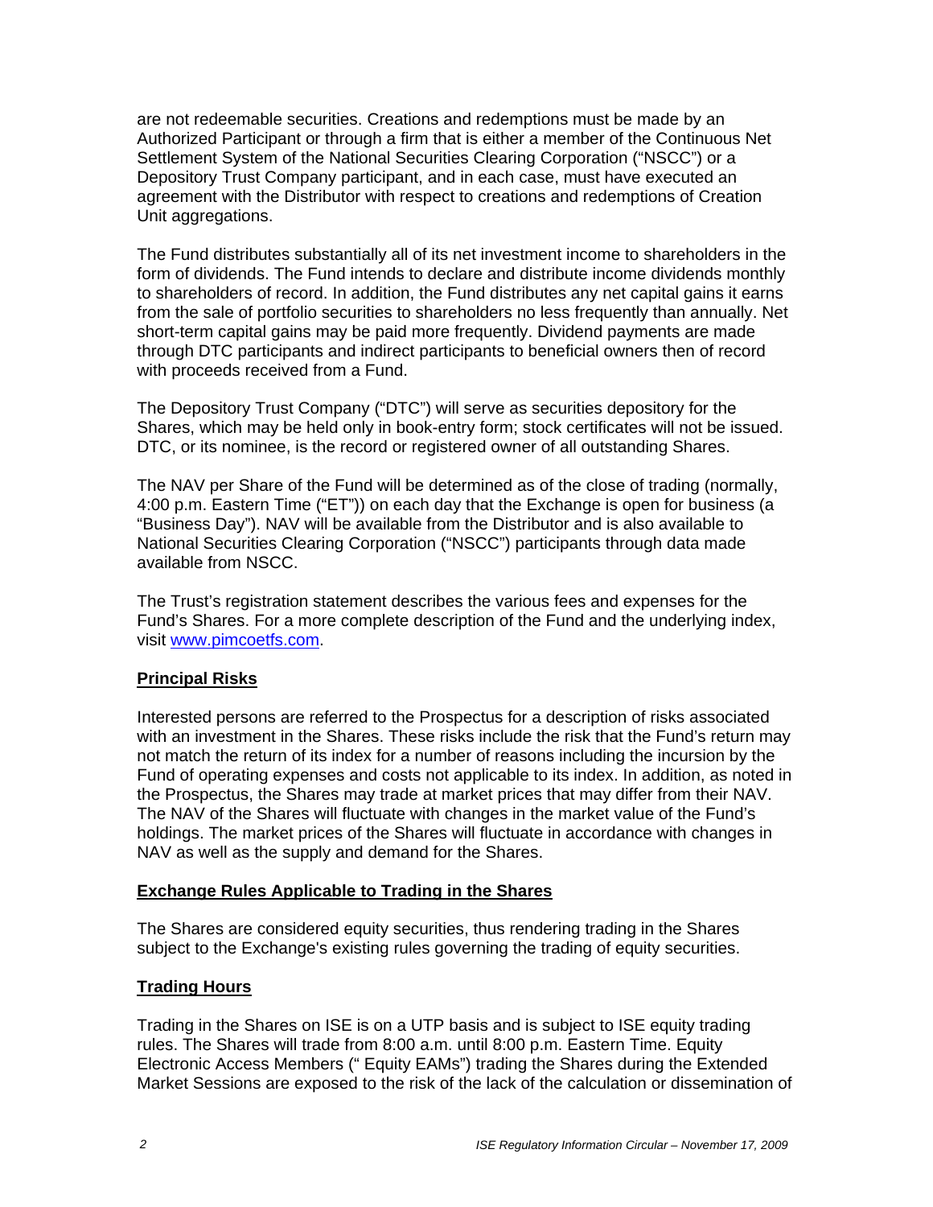are not redeemable securities. Creations and redemptions must be made by an Authorized Participant or through a firm that is either a member of the Continuous Net Settlement System of the National Securities Clearing Corporation ("NSCC") or a Depository Trust Company participant, and in each case, must have executed an agreement with the Distributor with respect to creations and redemptions of Creation Unit aggregations.

The Fund distributes substantially all of its net investment income to shareholders in the form of dividends. The Fund intends to declare and distribute income dividends monthly to shareholders of record. In addition, the Fund distributes any net capital gains it earns from the sale of portfolio securities to shareholders no less frequently than annually. Net short-term capital gains may be paid more frequently. Dividend payments are made through DTC participants and indirect participants to beneficial owners then of record with proceeds received from a Fund.

The Depository Trust Company ("DTC") will serve as securities depository for the Shares, which may be held only in book-entry form; stock certificates will not be issued. DTC, or its nominee, is the record or registered owner of all outstanding Shares.

The NAV per Share of the Fund will be determined as of the close of trading (normally, 4:00 p.m. Eastern Time ("ET")) on each day that the Exchange is open for business (a "Business Day"). NAV will be available from the Distributor and is also available to National Securities Clearing Corporation ("NSCC") participants through data made available from NSCC.

The Trust's registration statement describes the various fees and expenses for the Fund's Shares. For a more complete description of the Fund and the underlying index, visit www.pimcoetfs.com.

## Principal Risks

Interested persons are referred to the Prospectus for a description of risks associated with an investment in the Shares. These risks include the risk that the Fund's return may not match the return of its index for a number of reasons including the incursion by the Fund of operating expenses and costs not applicable to its index. In addition, as noted in the Prospectus, the Shares may trade at market prices that may differ from their NAV. The NAV of the Shares will fluctuate with changes in the market value of the Fund's holdings. The market prices of the Shares will fluctuate in accordance with changes in NAV as well as the supply and demand for the Shares.

## Exchange Rules Applicable to Trading in the Shares

The Shares are considered equity securities, thus rendering trading in the Shares subject to the Exchange's existing rules governing the trading of equity securities.

## Trading Hours

Trading in the Shares on ISE is on a UTP basis and is subject to ISE equity trading rules. The Shares will trade from 8:00 a.m. until 8:00 p.m. Eastern Time. Equity Electronic Access Members (" Equity EAMs") trading the Shares during the Extended Market Sessions are exposed to the risk of the lack of the calculation or dissemination of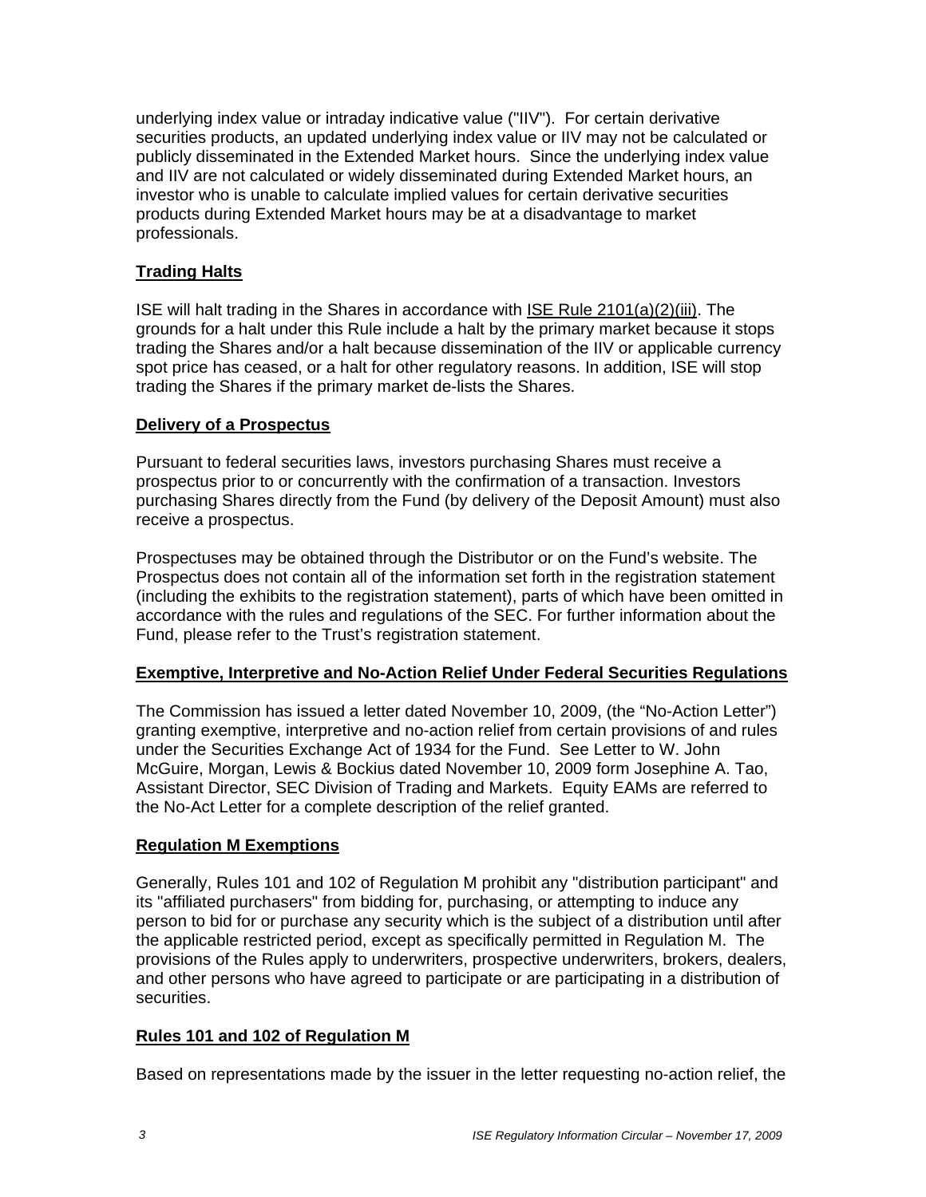underlying index value or intraday indicative value ("IIV"). For certain derivative securities products, an updated underlying index value or IIV may not be calculated or publicly disseminated in the Extended Market hours. Since the underlying index value and IIV are not calculated or widely disseminated during Extended Market hours, an investor who is unable to calculate implied values for certain derivative securities products during Extended Market hours may be at a disadvantage to market professionals.

## Trading Halts

ISE will halt trading in the Shares in accordance with ISE Rule 2101(a)(2)(iii). The grounds for a halt under this Rule include a halt by the primary market because it stops trading the Shares and/or a halt because dissemination of the IIV or applicable currency spot price has ceased, or a halt for other regulatory reasons. In addition, ISE will stop trading the Shares if the primary market de-lists the Shares.

## Delivery of a Prospectus

Pursuant to federal securities laws, investors purchasing Shares must receive a prospectus prior to or concurrently with the confirmation of a transaction. Investors purchasing Shares directly from the Fund (by delivery of the Deposit Amount) must also receive a prospectus.

Prospectuses may be obtained through the Distributor or on the Fund's website. The Prospectus does not contain all of the information set forth in the registration statement (including the exhibits to the registration statement), parts of which have been omitted in accordance with the rules and regulations of the SEC. For further information about the Fund, please refer to the Trust's registration statement.

## Exemptive, Interpretive and No-Action Relief Under Federal Securities Regulations

The Commission has issued a letter dated November 10, 2009, (the "No-Action Letter") granting exemptive, interpretive and no-action relief from certain provisions of and rules under the Securities Exchange Act of 1934 for the Fund. See Letter to W. John McGuire, Morgan, Lewis & Bockius dated November 10, 2009 form Josephine A. Tao, Assistant Director, SEC Division of Trading and Markets. Equity EAMs are referred to the No-Act Letter for a complete description of the relief granted.

## Regulation M Exemptions

Generally, Rules 101 and 102 of Regulation M prohibit any "distribution participant" and its "affiliated purchasers" from bidding for, purchasing, or attempting to induce any person to bid for or purchase any security which is the subject of a distribution until after the applicable restricted period, except as specifically permitted in Regulation M. The provisions of the Rules apply to underwriters, prospective underwriters, brokers, dealers, and other persons who have agreed to participate or are participating in a distribution of securities.

## Rules 101 and 102 of Regulation M

Based on representations made by the issuer in the letter requesting no-action relief, the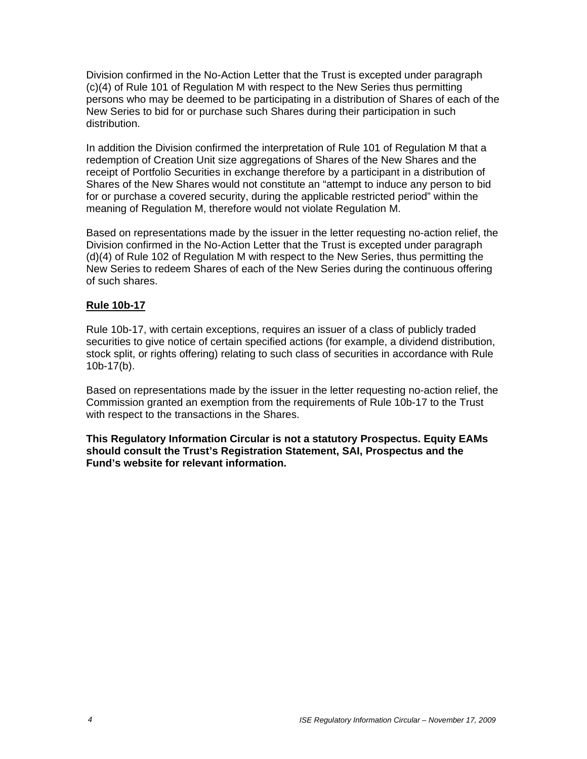Division confirmed in the No-Action Letter that the Trust is excepted under paragraph (c)(4) of Rule 101 of Regulation M with respect to the New Series thus permitting persons who may be deemed to be participating in a distribution of Shares of each of the New Series to bid for or purchase such Shares during their participation in such distribution.

In addition the Division confirmed the interpretation of Rule 101 of Regulation M that a redemption of Creation Unit size aggregations of Shares of the New Shares and the receipt of Portfolio Securities in exchange therefore by a participant in a distribution of Shares of the New Shares would not constitute an "attempt to induce any person to bid for or purchase a covered security, during the applicable restricted period" within the meaning of Regulation M, therefore would not violate Regulation M.

Based on representations made by the issuer in the letter requesting no-action relief, the Division confirmed in the No-Action Letter that the Trust is excepted under paragraph (d)(4) of Rule 102 of Regulation M with respect to the New Series, thus permitting the New Series to redeem Shares of each of the New Series during the continuous offering of such shares.

**Rule 10b-17**

Rule 10b-17, with certain exceptions, requires an issuer of a class of publicly traded securities to give notice of certain specified actions (for example, a dividend distribution, stock split, or rights offering) relating to such class of securities in accordance with Rule 10b-17(b).

Based on representations made by the issuer in the letter requesting no-action relief, the Commission granted an exemption from the requirements of Rule 10b-17 to the Trust with respect to the transactions in the Shares.

**This Regulatory Information Circular is not a statutory Prospectus. Equity EAMs should consult the Trust's Registration Statement, SAI, Prospectus and the Fund's website for relevant information.**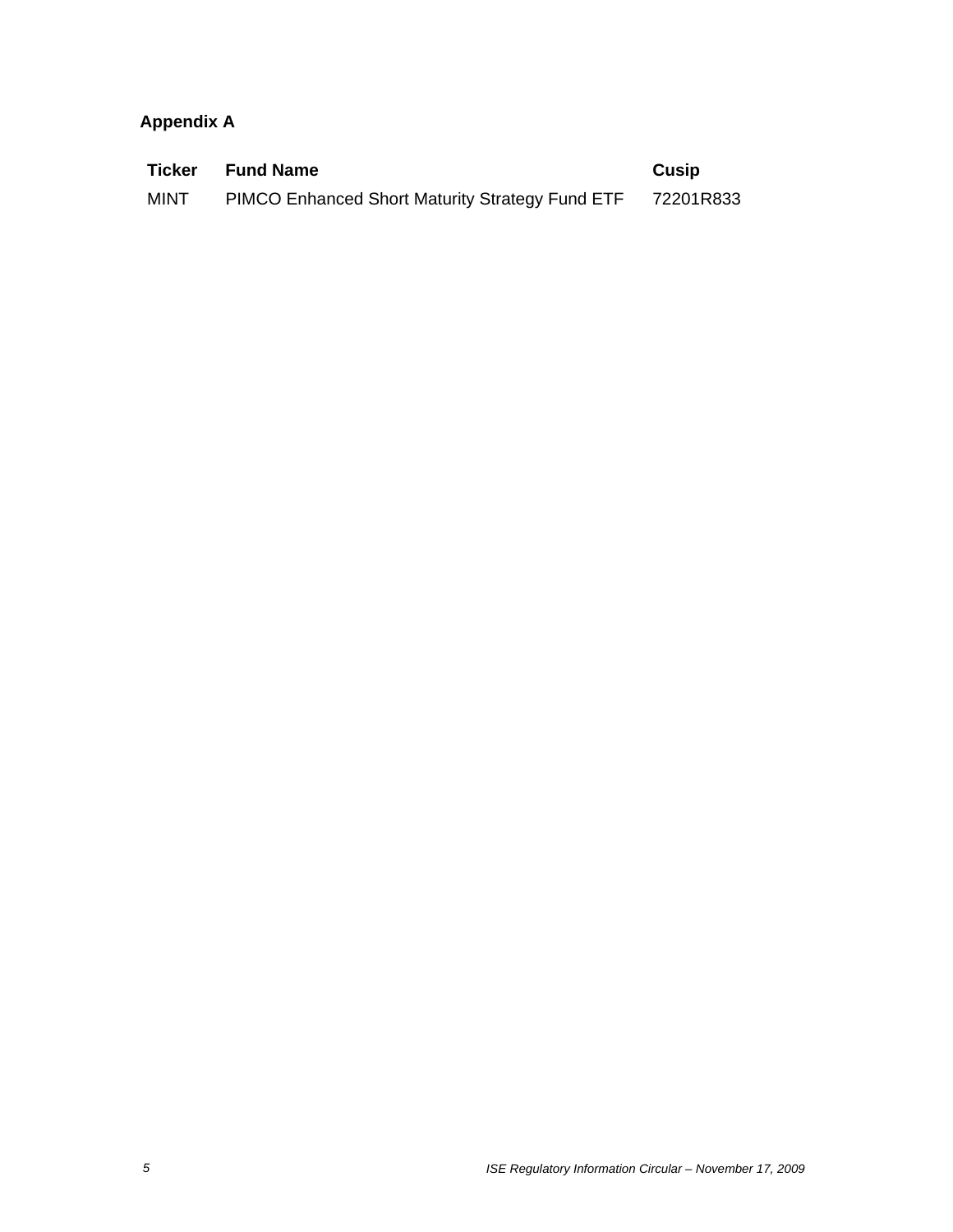## Appendix A

| Ticker | Fund Name | Cusip |
|---|---|---|
| MINT | PIMCO Enhanced Short Maturity Strategy Fund ETF | 72201R833 |